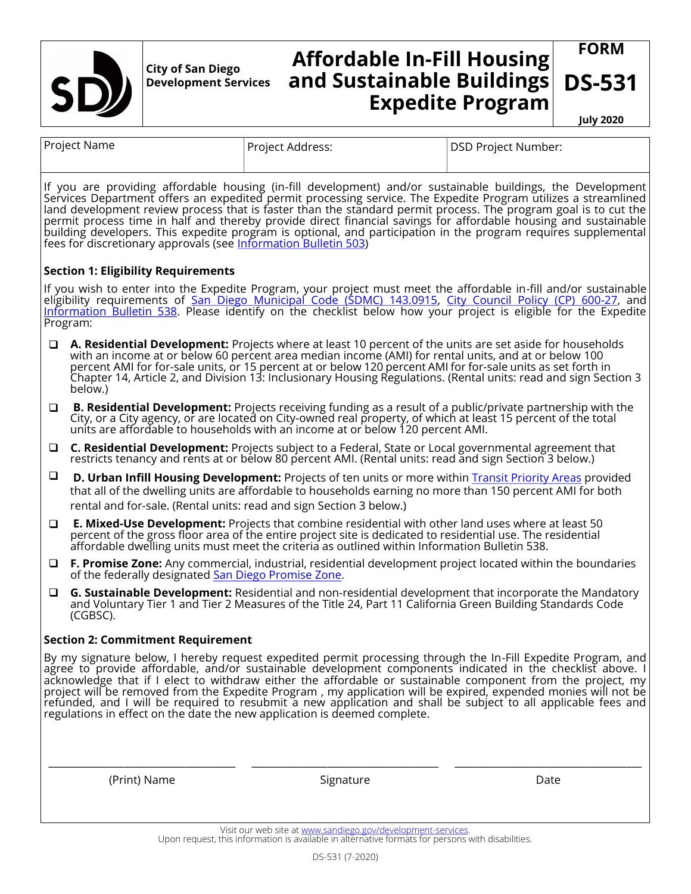City of San Diego
Development Services

# Affordable In-Fill Housing and Sustainable Buildings Expedite Program

**FORM DS-531**

**July 2020**

| Project Name | Project Address: | DSD Project Number: |
|---|---|---|
| | | |

If you are providing affordable housing (in-fill development) and/or sustainable buildings, the Development Services Department offers an expedited permit processing service. The Expedite Program utilizes a streamlined land development review process that is faster than the standard permit process. The program goal is to cut the permit process time in half and thereby provide direct financial savings for affordable housing and sustainable building developers. This expedite program is optional, and participation in the program requires supplemental fees for discretionary approvals (see Information Bulletin 503)

### Section 1: Eligibility Requirements

If you wish to enter into the Expedite Program, your project must meet the affordable in-fill and/or sustainable eligibility requirements of San Diego Municipal Code (SDMC) 143.0915, City Council Policy (CP) 600-27, and Information Bulletin 538. Please identify on the checklist below how your project is eligible for the Expedite Program:

- ❑ **A. Residential Development:** Projects where at least 10 percent of the units are set aside for households with an income at or below 60 percent area median income (AMI) for rental units, and at or below 100 percent AMI for for-sale units, or 15 percent at or below 120 percent AMI for for-sale units as set forth in Chapter 14, Article 2, and Division 13: Inclusionary Housing Regulations. (Rental units: read and sign Section 3 below.)
- ❑ **B. Residential Development:** Projects receiving funding as a result of a public/private partnership with the City, or a City agency, or are located on City-owned real property, of which at least 15 percent of the total units are affordable to households with an income at or below 120 percent AMI.
- ❑ **C. Residential Development:** Projects subject to a Federal, State or Local governmental agreement that restricts tenancy and rents at or below 80 percent AMI. (Rental units: read and sign Section 3 below.)
- ❑ **D. Urban Infill Housing Development:** Projects of ten units or more within Transit Priority Areas provided that all of the dwelling units are affordable to households earning no more than 150 percent AMI for both rental and for-sale. (Rental units: read and sign Section 3 below.)
- ❑ **E. Mixed-Use Development:** Projects that combine residential with other land uses where at least 50 percent of the gross floor area of the entire project site is dedicated to residential use. The residential affordable dwelling units must meet the criteria as outlined within Information Bulletin 538.
- ❑ **F. Promise Zone:** Any commercial, industrial, residential development project located within the boundaries of the federally designated San Diego Promise Zone.
- ❑ **G. Sustainable Development:** Residential and non-residential development that incorporate the Mandatory and Voluntary Tier 1 and Tier 2 Measures of the Title 24, Part 11 California Green Building Standards Code (CGBSC).

### Section 2: Commitment Requirement

By my signature below, I hereby request expedited permit processing through the In-Fill Expedite Program, and agree to provide affordable, and/or sustainable development components indicated in the checklist above. I acknowledge that if I elect to withdraw either the affordable or sustainable component from the project, my project will be removed from the Expedite Program , my application will be expired, expended monies will not be refunded, and I will be required to resubmit a new application and shall be subject to all applicable fees and regulations in effect on the date the new application is deemed complete.

| ______________________ | ______________________ | ______________________ |
|---|---|---|
| (Print) Name | Signature | Date |

Visit our web site at www.sandiego.gov/development-services.
Upon request, this information is available in alternative formats for persons with disabilities.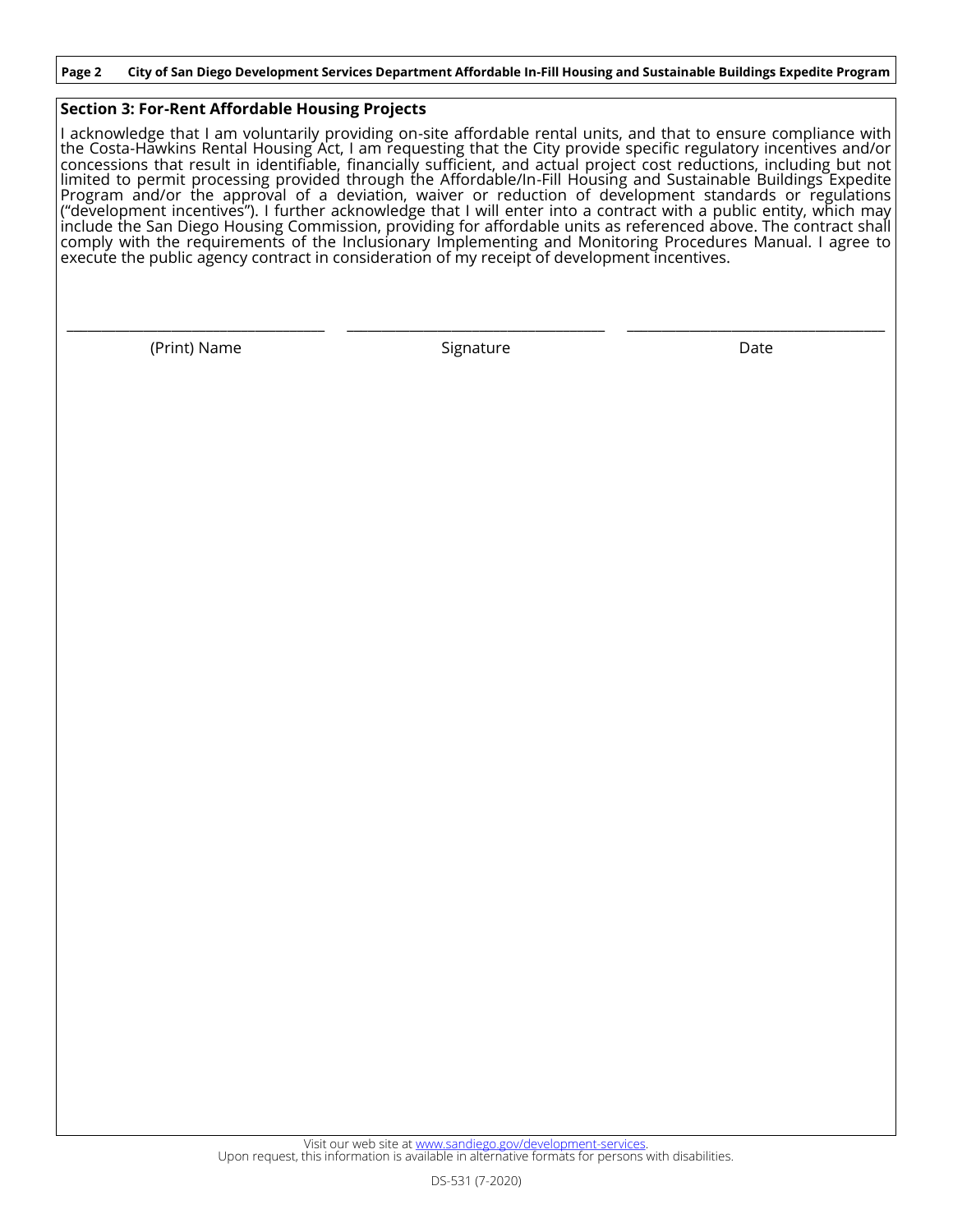## Section 3: For-Rent Affordable Housing Projects

I acknowledge that I am voluntarily providing on-site affordable rental units, and that to ensure compliance with the Costa-Hawkins Rental Housing Act, I am requesting that the City provide specific regulatory incentives and/or concessions that result in identifiable, financially sufficient, and actual project cost reductions, including but not limited to permit processing provided through the Affordable/In-Fill Housing and Sustainable Buildings Expedite Program and/or the approval of a deviation, waiver or reduction of development standards or regulations ("development incentives"). I further acknowledge that I will enter into a contract with a public entity, which may include the San Diego Housing Commission, providing for affordable units as referenced above. The contract shall comply with the requirements of the Inclusionary Implementing and Monitoring Procedures Manual. I agree to execute the public agency contract in consideration of my receipt of development incentives.

| | | |
|---|---|---|
| ______________________ | ______________________ | ______________________ |
| (Print) Name | Signature | Date |

Visit our web site at www.sandiego.gov/development-services.
Upon request, this information is available in alternative formats for persons with disabilities.

DS-531 (7-2020)